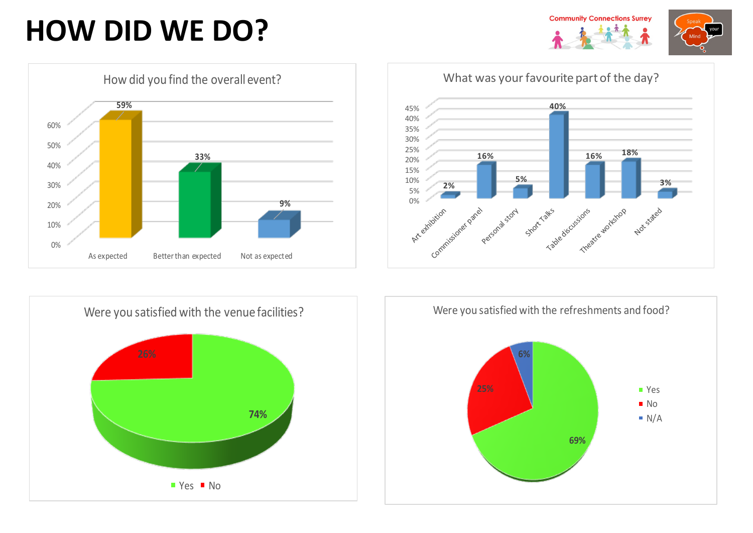# HOW DID WE DO?

Community Connections Surrey

Speak your Mind

## How did you find the overall event?

| Response | % |
|---|---|
| As expected | 59% |
| Better than expected | 33% |
| Not as expected | 9% |

## What was your favourite part of the day?

| Part | % |
|---|---|
| Art exhibition | 2% |
| Commissioner panel | 16% |
| Personal story | 5% |
| Short Talks | 40% |
| Table discussions | 16% |
| Theatre workshop | 18% |
| Not stated | 3% |

## Were you satisfied with the venue facilities?

| Response | % |
|---|---|
| Yes | 74% |
| No | 26% |

## Were you satisfied with the refreshments and food?

| Response | % |
|---|---|
| Yes | 69% |
| No | 25% |
| N/A | 6% |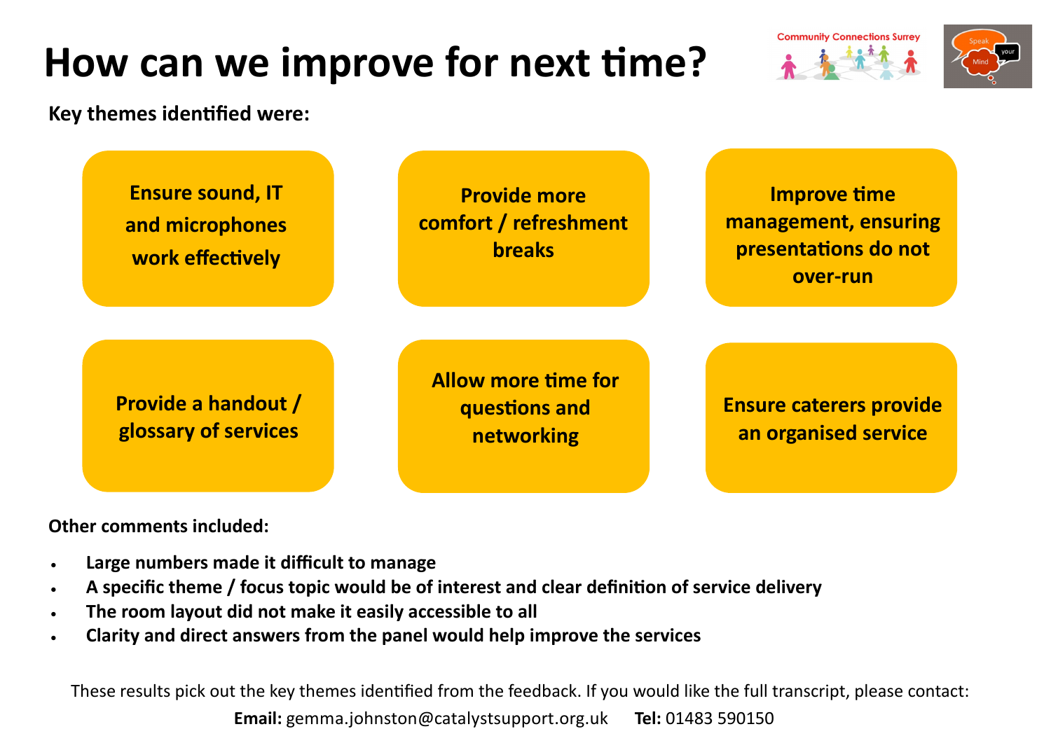# How can we improve for next time?

**Key themes identified were:**

- **Ensure sound, IT and microphones work effectively**
- **Provide more comfort / refreshment breaks**
- **Improve time management, ensuring presentations do not over-run**
- **Provide a handout / glossary of services**
- **Allow more time for questions and networking**
- **Ensure caterers provide an organised service**

**Other comments included:**

- **Large numbers made it difficult to manage**
- **A specific theme / focus topic would be of interest and clear definition of service delivery**
- **The room layout did not make it easily accessible to all**
- **Clarity and direct answers from the panel would help improve the services**

These results pick out the key themes identified from the feedback. If you would like the full transcript, please contact:

**Email:** gemma.johnston@catalystsupport.org.uk **Tel:** 01483 590150